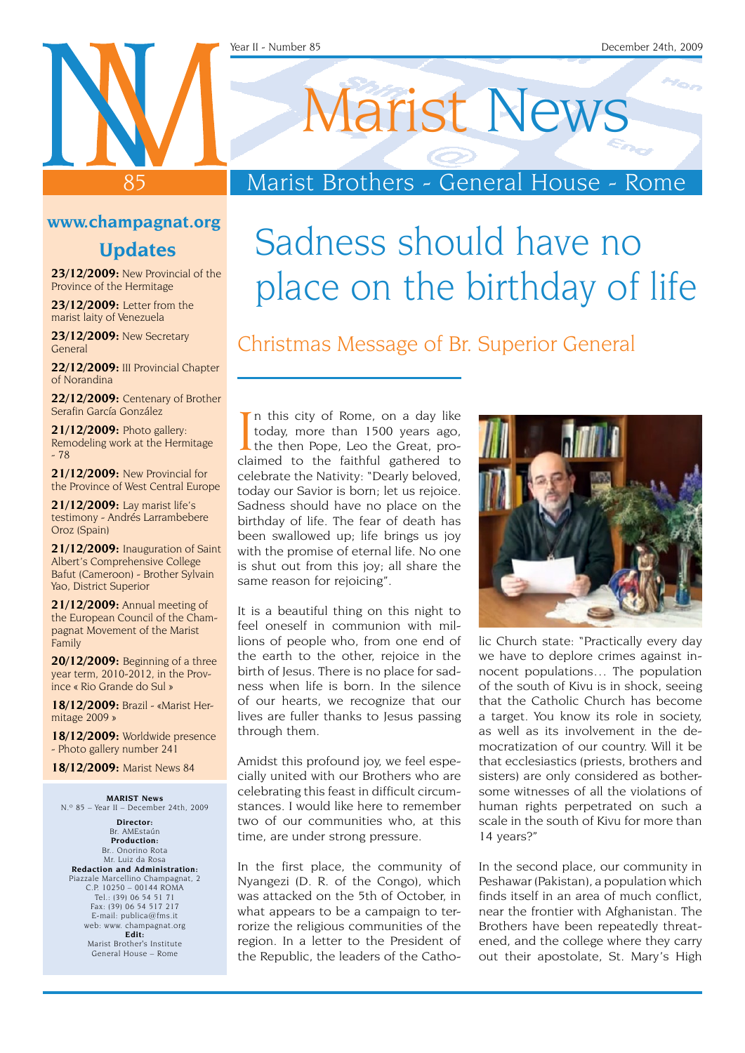# Marist News

Year II - Number 85 — December 24th, 2009

Marist Brothers - General House - Rome

**www.champagnat.org**

## Updates

**23/12/2009:** New Provincial of the Province of the Hermitage

**23/12/2009:** Letter from the marist laity of Venezuela

**23/12/2009:** New Secretary General

**22/12/2009:** III Provincial Chapter of Norandina

**22/12/2009:** Centenary of Brother Serafín García González

**21/12/2009:** Photo gallery: Remodeling work at the Hermitage - 78

**21/12/2009:** New Provincial for the Province of West Central Europe

**21/12/2009:** Lay marist life's testimony - Andrés Larrambebere Oroz (Spain)

**21/12/2009:** Inauguration of Saint Albert's Comprehensive College Bafut (Cameroon) - Brother Sylvain Yao, District Superior

**21/12/2009:** Annual meeting of the European Council of the Champagnat Movement of the Marist Family

**20/12/2009:** Beginning of a three year term, 2010-2012, in the Province « Rio Grande do Sul »

**18/12/2009:** Brazil - «Marist Hermitage 2009 »

**18/12/2009:** Worldwide presence - Photo gallery number 241

**18/12/2009:** Marist News 84

**MARIST News**
N.º 85 – Year II – December 24th, 2009

**Director:**
Br. AMEstaún
**Production:**
Br.. Onorino Rota
Mr. Luiz da Rosa
**Redaction and Administration:**
Piazzale Marcellino Champagnat, 2
C.P. 10250 – 00144 ROMA
Tel.: (39) 06 54 51 71
Fax: (39) 06 54 517 217
E-mail: publica@fms.it
web: www. champagnat.org
**Edit:**
Marist Brother's Institute
General House – Rome

# Sadness should have no place on the birthday of life

## Christmas Message of Br. Superior General

In this city of Rome, on a day like today, more than 1500 years ago, the then Pope, Leo the Great, proclaimed to the faithful gathered to celebrate the Nativity: "Dearly beloved, today our Savior is born; let us rejoice. Sadness should have no place on the birthday of life. The fear of death has been swallowed up; life brings us joy with the promise of eternal life. No one is shut out from this joy; all share the same reason for rejoicing".

It is a beautiful thing on this night to feel oneself in communion with millions of people who, from one end of the earth to the other, rejoice in the birth of Jesus. There is no place for sadness when life is born. In the silence of our hearts, we recognize that our lives are fuller thanks to Jesus passing through them.

Amidst this profound joy, we feel especially united with our Brothers who are celebrating this feast in difficult circumstances. I would like here to remember two of our communities who, at this time, are under strong pressure.

In the first place, the community of Nyangezi (D. R. of the Congo), which was attacked on the 5th of October, in what appears to be a campaign to terrorize the religious communities of the region. In a letter to the President of the Republic, the leaders of the Catholic Church state: "Practically every day we have to deplore crimes against innocent populations… The population of the south of Kivu is in shock, seeing that the Catholic Church has become a target. You know its role in society, as well as its involvement in the democratization of our country. Will it be that ecclesiastics (priests, brothers and sisters) are only considered as bothersome witnesses of all the violations of human rights perpetrated on such a scale in the south of Kivu for more than 14 years?"

In the second place, our community in Peshawar (Pakistan), a population which finds itself in an area of much conflict, near the frontier with Afghanistan. The Brothers have been repeatedly threatened, and the college where they carry out their apostolate, St. Mary's High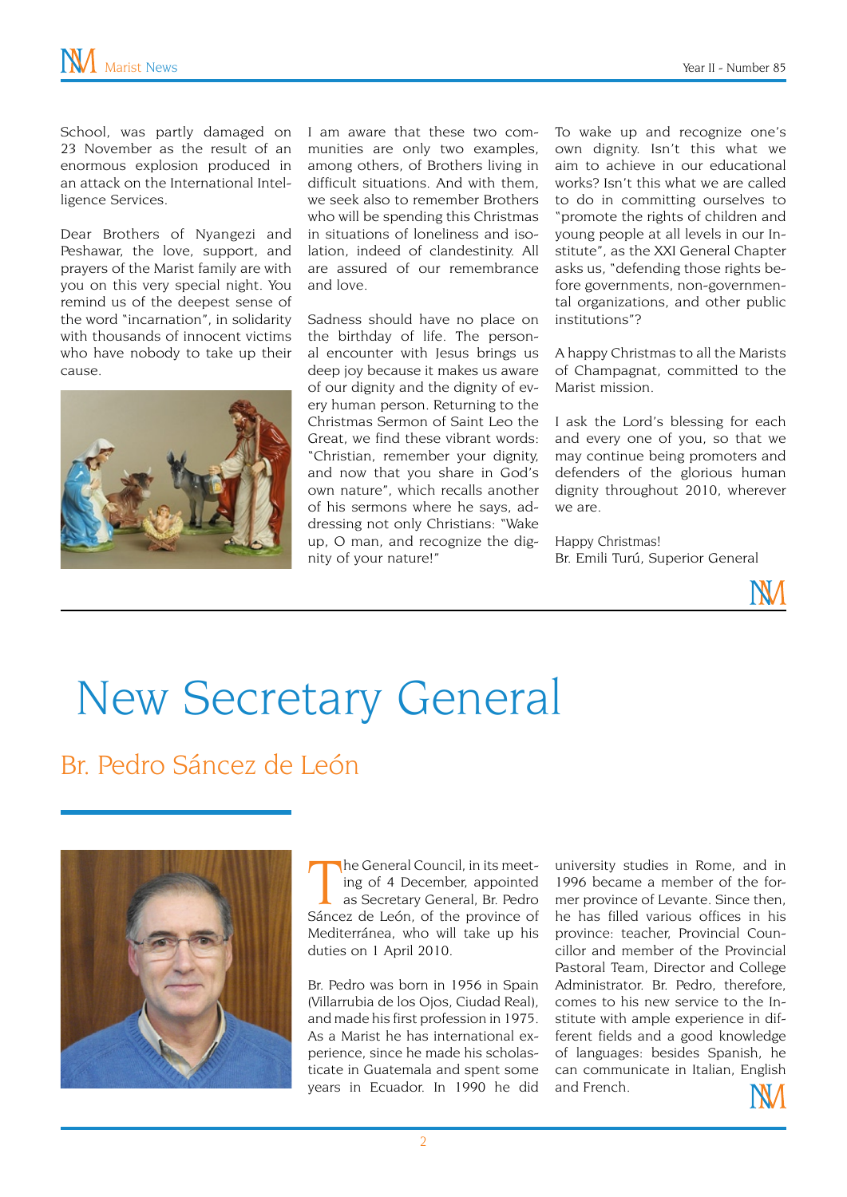School, was partly damaged on 23 November as the result of an enormous explosion produced in an attack on the International Intelligence Services.

Dear Brothers of Nyangezi and Peshawar, the love, support, and prayers of the Marist family are with you on this very special night. You remind us of the deepest sense of the word "incarnation", in solidarity with thousands of innocent victims who have nobody to take up their cause.

I am aware that these two communities are only two examples, among others, of Brothers living in difficult situations. And with them, we seek also to remember Brothers who will be spending this Christmas in situations of loneliness and isolation, indeed of clandestinity. All are assured of our remembrance and love.

Sadness should have no place on the birthday of life. The personal encounter with Jesus brings us deep joy because it makes us aware of our dignity and the dignity of every human person. Returning to the Christmas Sermon of Saint Leo the Great, we find these vibrant words: "Christian, remember your dignity, and now that you share in God's own nature", which recalls another of his sermons where he says, addressing not only Christians: "Wake up, O man, and recognize the dignity of your nature!"

To wake up and recognize one's own dignity. Isn't this what we aim to achieve in our educational works? Isn't this what we are called to do in committing ourselves to "promote the rights of children and young people at all levels in our Institute", as the XXI General Chapter asks us, "defending those rights before governments, non-governmental organizations, and other public institutions"?

A happy Christmas to all the Marists of Champagnat, committed to the Marist mission.

I ask the Lord's blessing for each and every one of you, so that we may continue being promoters and defenders of the glorious human dignity throughout 2010, wherever we are.

Happy Christmas!
Br. Emili Turú, Superior General

# New Secretary General

## Br. Pedro Sáncez de León

The General Council, in its meeting of 4 December, appointed as Secretary General, Br. Pedro Sáncez de León, of the province of Mediterránea, who will take up his duties on 1 April 2010.

Br. Pedro was born in 1956 in Spain (Villarrubia de los Ojos, Ciudad Real), and made his first profession in 1975. As a Marist he has international experience, since he made his scholasticate in Guatemala and spent some years in Ecuador. In 1990 he did university studies in Rome, and in 1996 became a member of the former province of Levante. Since then, he has filled various offices in his province: teacher, Provincial Councillor and member of the Provincial Pastoral Team, Director and College Administrator. Br. Pedro, therefore, comes to his new service to the Institute with ample experience in different fields and a good knowledge of languages: besides Spanish, he can communicate in Italian, English and French.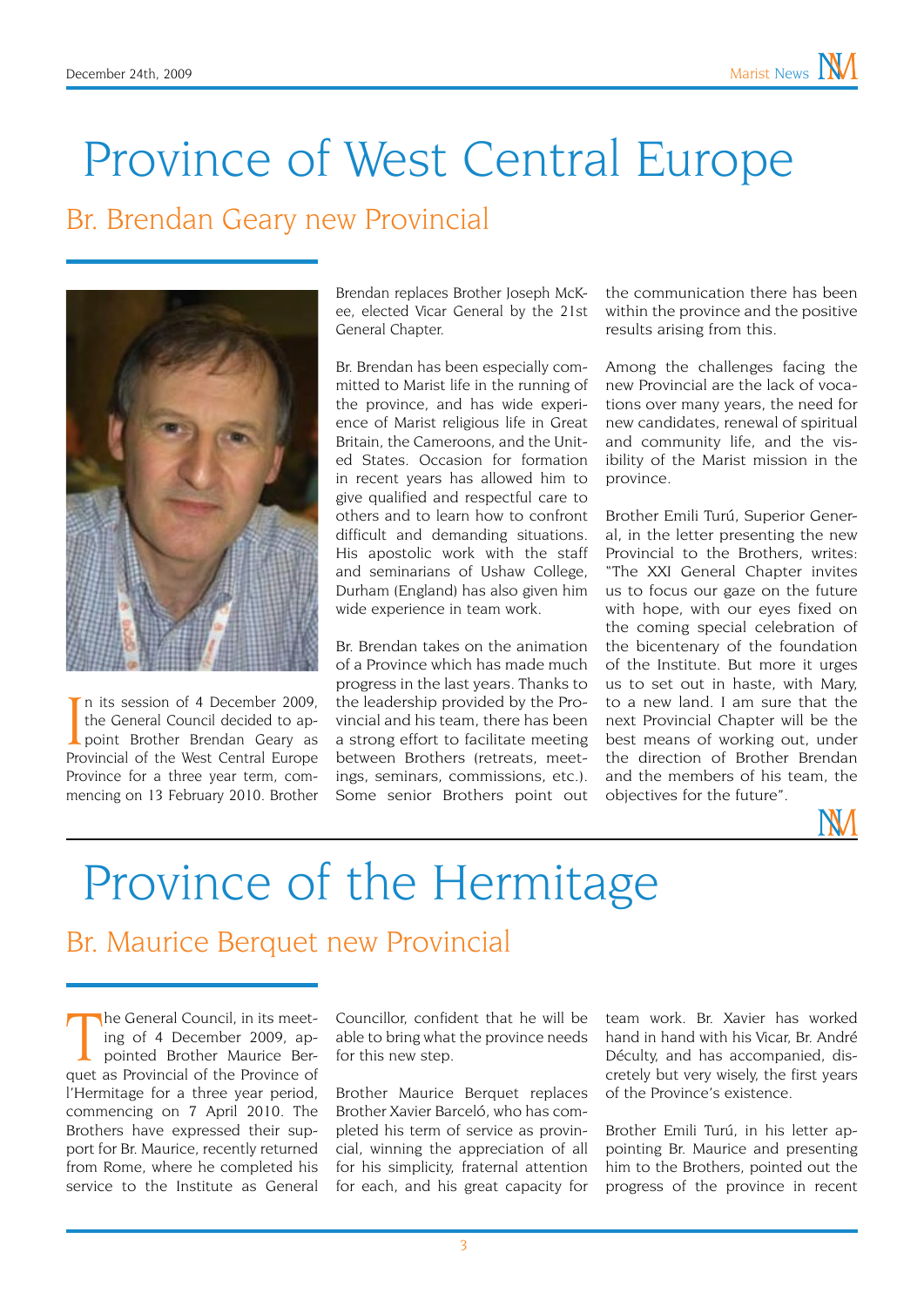# Province of West Central Europe

## Br. Brendan Geary new Provincial

In its session of 4 December 2009, the General Council decided to appoint Brother Brendan Geary as Provincial of the West Central Europe Province for a three year term, commencing on 13 February 2010. Brother Brendan replaces Brother Joseph McKee, elected Vicar General by the 21st General Chapter.

Br. Brendan has been especially committed to Marist life in the running of the province, and has wide experience of Marist religious life in Great Britain, the Cameroons, and the United States. Occasion for formation in recent years has allowed him to give qualified and respectful care to others and to learn how to confront difficult and demanding situations. His apostolic work with the staff and seminarians of Ushaw College, Durham (England) has also given him wide experience in team work.

Br. Brendan takes on the animation of a Province which has made much progress in the last years. Thanks to the leadership provided by the Provincial and his team, there has been a strong effort to facilitate meeting between Brothers (retreats, meetings, seminars, commissions, etc.). Some senior Brothers point out the communication there has been within the province and the positive results arising from this.

Among the challenges facing the new Provincial are the lack of vocations over many years, the need for new candidates, renewal of spiritual and community life, and the visibility of the Marist mission in the province.

Brother Emili Turú, Superior General, in the letter presenting the new Provincial to the Brothers, writes: "The XXI General Chapter invites us to focus our gaze on the future with hope, with our eyes fixed on the coming special celebration of the bicentenary of the foundation of the Institute. But more it urges us to set out in haste, with Mary, to a new land. I am sure that the next Provincial Chapter will be the best means of working out, under the direction of Brother Brendan and the members of his team, the objectives for the future".

# Province of the Hermitage

## Br. Maurice Berquet new Provincial

The General Council, in its meeting of 4 December 2009, appointed Brother Maurice Berquet as Provincial of the Province of l'Hermitage for a three year period, commencing on 7 April 2010. The Brothers have expressed their support for Br. Maurice, recently returned from Rome, where he completed his service to the Institute as General Councillor, confident that he will be able to bring what the province needs for this new step.

Brother Maurice Berquet replaces Brother Xavier Barceló, who has completed his term of service as provincial, winning the appreciation of all for his simplicity, fraternal attention for each, and his great capacity for team work. Br. Xavier has worked hand in hand with his Vicar, Br. André Déculty, and has accompanied, discretely but very wisely, the first years of the Province's existence.

Brother Emili Turú, in his letter appointing Br. Maurice and presenting him to the Brothers, pointed out the progress of the province in recent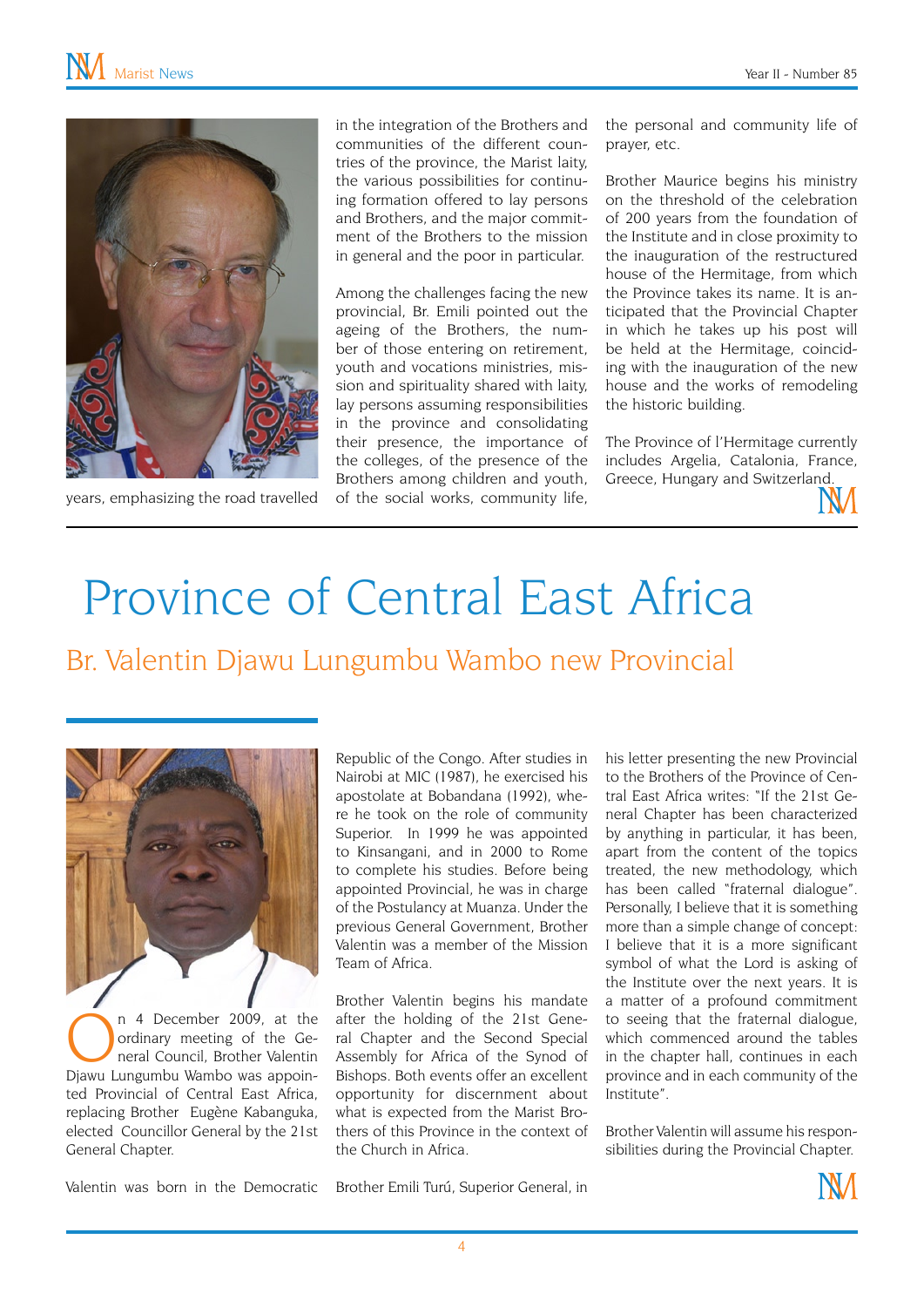years, emphasizing the road travelled in the integration of the Brothers and communities of the different countries of the province, the Marist laity, the various possibilities for continuing formation offered to lay persons and Brothers, and the major commitment of the Brothers to the mission in general and the poor in particular.

Among the challenges facing the new provincial, Br. Emili pointed out the ageing of the Brothers, the number of those entering on retirement, youth and vocations ministries, mission and spirituality shared with laity, lay persons assuming responsibilities in the province and consolidating their presence, the importance of the colleges, of the presence of the Brothers among children and youth, of the social works, community life, the personal and community life of prayer, etc.

Brother Maurice begins his ministry on the threshold of the celebration of 200 years from the foundation of the Institute and in close proximity to the inauguration of the restructured house of the Hermitage, from which the Province takes its name. It is anticipated that the Provincial Chapter in which he takes up his post will be held at the Hermitage, coinciding with the inauguration of the new house and the works of remodeling the historic building.

The Province of l'Hermitage currently includes Argelia, Catalonia, France, Greece, Hungary and Switzerland.

# Province of Central East Africa

## Br. Valentin Djawu Lungumbu Wambo new Provincial

On 4 December 2009, at the ordinary meeting of the General Council, Brother Valentin Djawu Lungumbu Wambo was appointed Provincial of Central East Africa, replacing Brother Eugène Kabanguka, elected Councillor General by the 21st General Chapter.

Valentin was born in the Democratic Republic of the Congo. After studies in Nairobi at MIC (1987), he exercised his apostolate at Bobandana (1992), where he took on the role of community Superior. In 1999 he was appointed to Kinsangani, and in 2000 to Rome to complete his studies. Before being appointed Provincial, he was in charge of the Postulancy at Muanza. Under the previous General Government, Brother Valentin was a member of the Mission Team of Africa.

Brother Valentin begins his mandate after the holding of the 21st General Chapter and the Second Special Assembly for Africa of the Synod of Bishops. Both events offer an excellent opportunity for discernment about what is expected from the Marist Brothers of this Province in the context of the Church in Africa.

Brother Emili Turú, Superior General, in his letter presenting the new Provincial to the Brothers of the Province of Central East Africa writes: "If the 21st General Chapter has been characterized by anything in particular, it has been, apart from the content of the topics treated, the new methodology, which has been called "fraternal dialogue". Personally, I believe that it is something more than a simple change of concept: I believe that it is a more significant symbol of what the Lord is asking of the Institute over the next years. It is a matter of a profound commitment to seeing that the fraternal dialogue, which commenced around the tables in the chapter hall, continues in each province and in each community of the Institute".

Brother Valentin will assume his responsibilities during the Provincial Chapter.